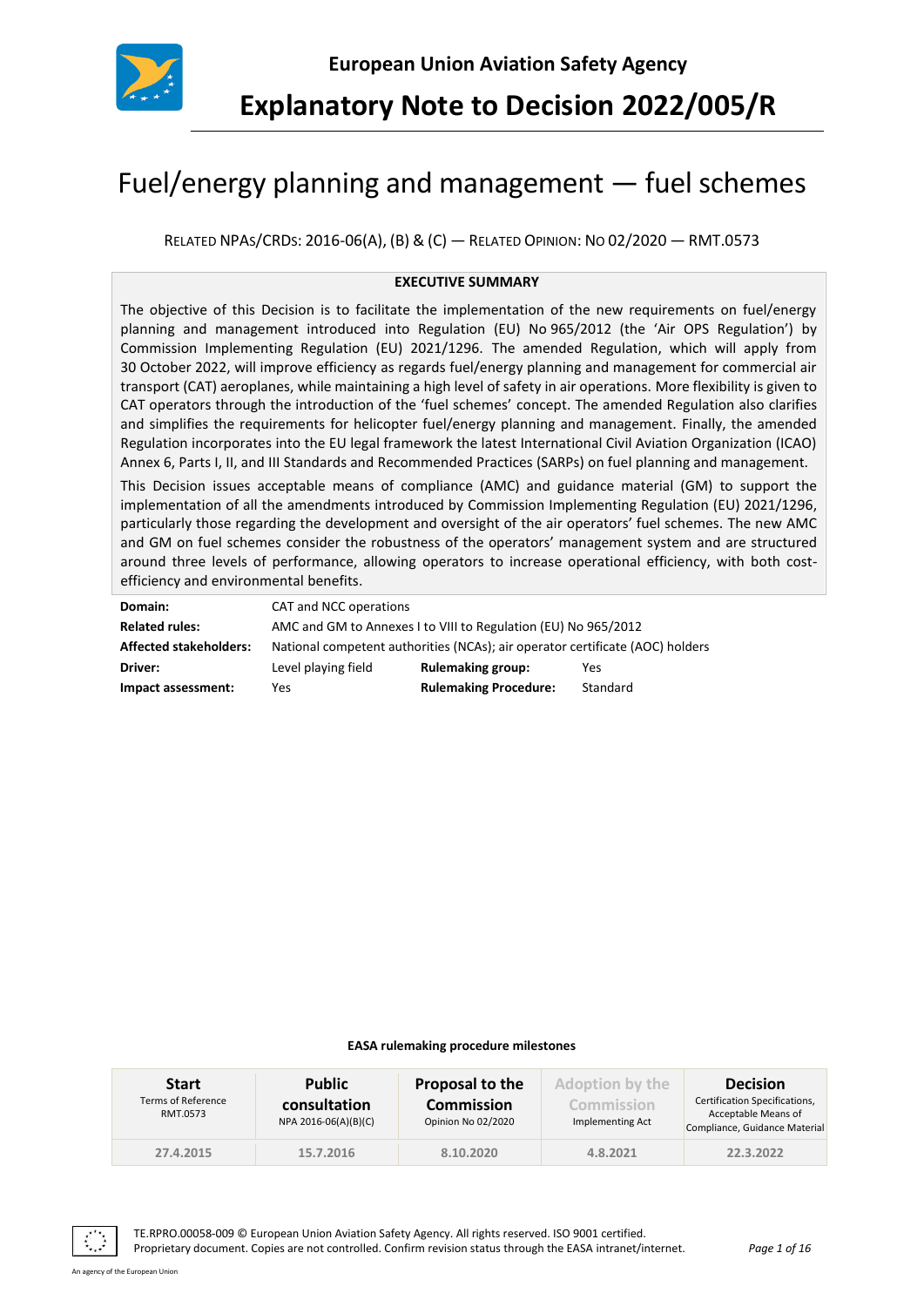**European Union Aviation Safety Agency**

# Explanatory Note to Decision 2022/005/R

## Fuel/energy planning and management — fuel schemes

RELATED NPAs/CRDs: 2016-06(A), (B) & (C) — RELATED OPINION: NO 02/2020 — RMT.0573

**EXECUTIVE SUMMARY**

The objective of this Decision is to facilitate the implementation of the new requirements on fuel/energy planning and management introduced into Regulation (EU) No 965/2012 (the 'Air OPS Regulation') by Commission Implementing Regulation (EU) 2021/1296. The amended Regulation, which will apply from 30 October 2022, will improve efficiency as regards fuel/energy planning and management for commercial air transport (CAT) aeroplanes, while maintaining a high level of safety in air operations. More flexibility is given to CAT operators through the introduction of the 'fuel schemes' concept. The amended Regulation also clarifies and simplifies the requirements for helicopter fuel/energy planning and management. Finally, the amended Regulation incorporates into the EU legal framework the latest International Civil Aviation Organization (ICAO) Annex 6, Parts I, II, and III Standards and Recommended Practices (SARPs) on fuel planning and management.

This Decision issues acceptable means of compliance (AMC) and guidance material (GM) to support the implementation of all the amendments introduced by Commission Implementing Regulation (EU) 2021/1296, particularly those regarding the development and oversight of the air operators' fuel schemes. The new AMC and GM on fuel schemes consider the robustness of the operators' management system and are structured around three levels of performance, allowing operators to increase operational efficiency, with both cost-efficiency and environmental benefits.

| | | | |
|---|---|---|---|
| **Domain:** | CAT and NCC operations | | |
| **Related rules:** | AMC and GM to Annexes I to VIII to Regulation (EU) No 965/2012 | | |
| **Affected stakeholders:** | National competent authorities (NCAs); air operator certificate (AOC) holders | | |
| **Driver:** | Level playing field | **Rulemaking group:** | Yes |
| **Impact assessment:** | Yes | **Rulemaking Procedure:** | Standard |

**EASA rulemaking procedure milestones**

| **Start**<br>Terms of Reference RMT.0573 | **Public consultation**<br>NPA 2016-06(A)(B)(C) | **Proposal to the Commission**<br>Opinion No 02/2020 | **Adoption by the Commission**<br>Implementing Act | **Decision**<br>Certification Specifications, Acceptable Means of Compliance, Guidance Material |
|---|---|---|---|---|
| 27.4.2015 | 15.7.2016 | 8.10.2020 | 4.8.2021 | 22.3.2022 |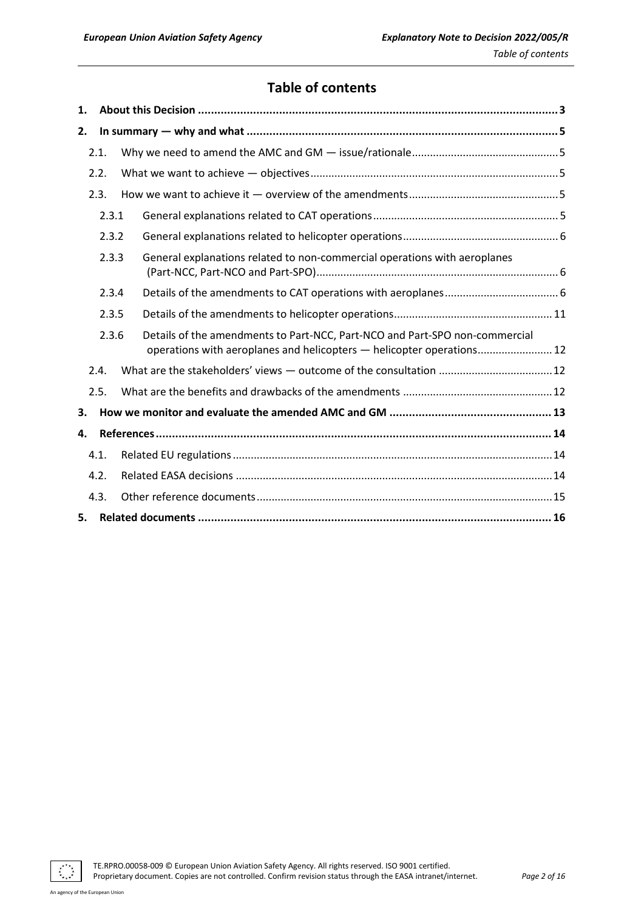# Table of contents

1. **About this Decision** .......... 3
2. **In summary — why and what** .......... 5
   - 2.1. Why we need to amend the AMC and GM — issue/rationale .......... 5
   - 2.2. What we want to achieve — objectives .......... 5
   - 2.3. How we want to achieve it — overview of the amendments .......... 5
     - 2.3.1 General explanations related to CAT operations .......... 5
     - 2.3.2 General explanations related to helicopter operations .......... 6
     - 2.3.3 General explanations related to non-commercial operations with aeroplanes (Part-NCC, Part-NCO and Part-SPO) .......... 6
     - 2.3.4 Details of the amendments to CAT operations with aeroplanes .......... 6
     - 2.3.5 Details of the amendments to helicopter operations .......... 11
     - 2.3.6 Details of the amendments to Part-NCC, Part-NCO and Part-SPO non-commercial operations with aeroplanes and helicopters — helicopter operations .......... 12
   - 2.4. What are the stakeholders' views — outcome of the consultation .......... 12
   - 2.5. What are the benefits and drawbacks of the amendments .......... 12
3. **How we monitor and evaluate the amended AMC and GM** .......... 13
4. **References** .......... 14
   - 4.1. Related EU regulations .......... 14
   - 4.2. Related EASA decisions .......... 14
   - 4.3. Other reference documents .......... 15
5. **Related documents** .......... 16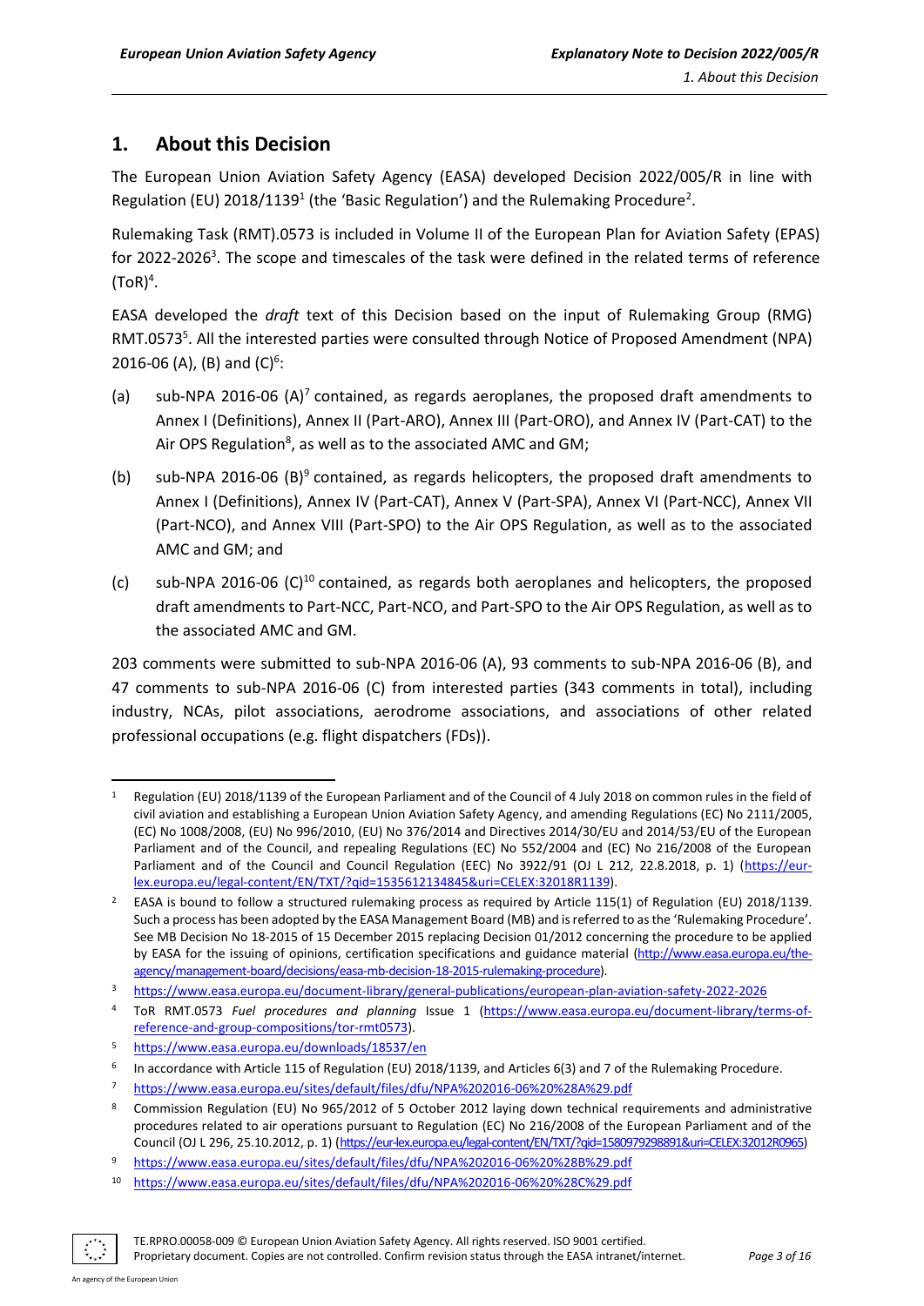## 1. About this Decision

The European Union Aviation Safety Agency (EASA) developed Decision 2022/005/R in line with Regulation (EU) 2018/1139[1] (the 'Basic Regulation') and the Rulemaking Procedure[2].

Rulemaking Task (RMT).0573 is included in Volume II of the European Plan for Aviation Safety (EPAS) for 2022-2026[3]. The scope and timescales of the task were defined in the related terms of reference (ToR)[4].

EASA developed the *draft* text of this Decision based on the input of Rulemaking Group (RMG) RMT.0573[5]. All the interested parties were consulted through Notice of Proposed Amendment (NPA) 2016-06 (A), (B) and (C)[6]:

(a) sub-NPA 2016-06 (A)[7] contained, as regards aeroplanes, the proposed draft amendments to Annex I (Definitions), Annex II (Part-ARO), Annex III (Part-ORO), and Annex IV (Part-CAT) to the Air OPS Regulation[8], as well as to the associated AMC and GM;

(b) sub-NPA 2016-06 (B)[9] contained, as regards helicopters, the proposed draft amendments to Annex I (Definitions), Annex IV (Part-CAT), Annex V (Part-SPA), Annex VI (Part-NCC), Annex VII (Part-NCO), and Annex VIII (Part-SPO) to the Air OPS Regulation, as well as to the associated AMC and GM; and

(c) sub-NPA 2016-06 (C)[10] contained, as regards both aeroplanes and helicopters, the proposed draft amendments to Part-NCC, Part-NCO, and Part-SPO to the Air OPS Regulation, as well as to the associated AMC and GM.

203 comments were submitted to sub-NPA 2016-06 (A), 93 comments to sub-NPA 2016-06 (B), and 47 comments to sub-NPA 2016-06 (C) from interested parties (343 comments in total), including industry, NCAs, pilot associations, aerodrome associations, and associations of other related professional occupations (e.g. flight dispatchers (FDs)).

---

[1] Regulation (EU) 2018/1139 of the European Parliament and of the Council of 4 July 2018 on common rules in the field of civil aviation and establishing a European Union Aviation Safety Agency, and amending Regulations (EC) No 2111/2005, (EC) No 1008/2008, (EU) No 996/2010, (EU) No 376/2014 and Directives 2014/30/EU and 2014/53/EU of the European Parliament and of the Council, and repealing Regulations (EC) No 552/2004 and (EC) No 216/2008 of the European Parliament and of the Council and Council Regulation (EEC) No 3922/91 (OJ L 212, 22.8.2018, p. 1) (https://eur-lex.europa.eu/legal-content/EN/TXT/?qid=1535612134845&uri=CELEX:32018R1139).

[2] EASA is bound to follow a structured rulemaking process as required by Article 115(1) of Regulation (EU) 2018/1139. Such a process has been adopted by the EASA Management Board (MB) and is referred to as the 'Rulemaking Procedure'. See MB Decision No 18-2015 of 15 December 2015 replacing Decision 01/2012 concerning the procedure to be applied by EASA for the issuing of opinions, certification specifications and guidance material (http://www.easa.europa.eu/the-agency/management-board/decisions/easa-mb-decision-18-2015-rulemaking-procedure).

[3] https://www.easa.europa.eu/document-library/general-publications/european-plan-aviation-safety-2022-2026

[4] ToR RMT.0573 *Fuel procedures and planning* Issue 1 (https://www.easa.europa.eu/document-library/terms-of-reference-and-group-compositions/tor-rmt0573).

[5] https://www.easa.europa.eu/downloads/18537/en

[6] In accordance with Article 115 of Regulation (EU) 2018/1139, and Articles 6(3) and 7 of the Rulemaking Procedure.

[7] https://www.easa.europa.eu/sites/default/files/dfu/NPA%202016-06%20%28A%29.pdf

[8] Commission Regulation (EU) No 965/2012 of 5 October 2012 laying down technical requirements and administrative procedures related to air operations pursuant to Regulation (EC) No 216/2008 of the European Parliament and of the Council (OJ L 296, 25.10.2012, p. 1) (https://eur-lex.europa.eu/legal-content/EN/TXT/?qid=1580979298891&uri=CELEX:32012R0965)

[9] https://www.easa.europa.eu/sites/default/files/dfu/NPA%202016-06%20%28B%29.pdf

[10] https://www.easa.europa.eu/sites/default/files/dfu/NPA%202016-06%20%28C%29.pdf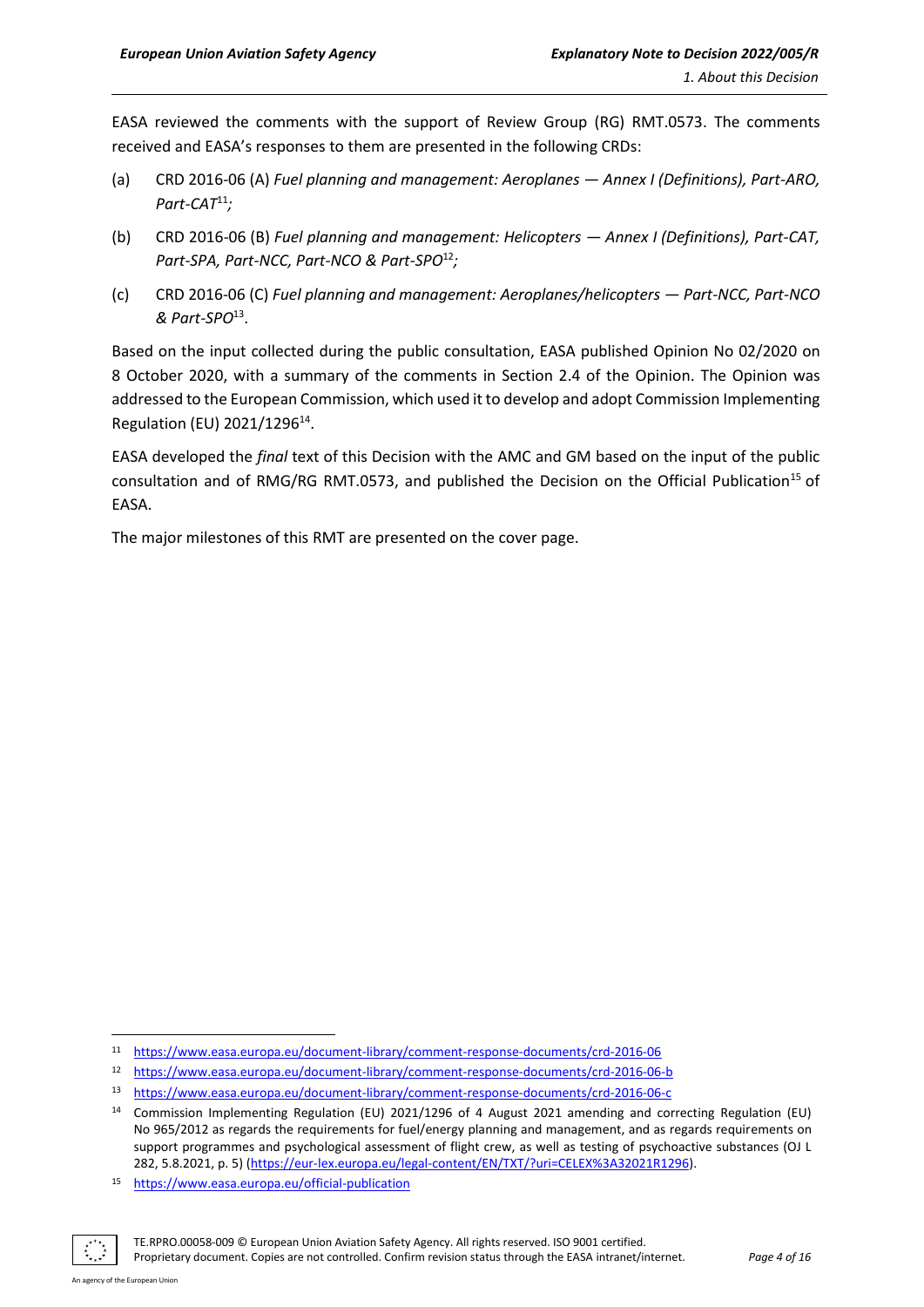EASA reviewed the comments with the support of Review Group (RG) RMT.0573. The comments received and EASA's responses to them are presented in the following CRDs:

(a) CRD 2016-06 (A) *Fuel planning and management: Aeroplanes — Annex I (Definitions), Part-ARO, Part-CAT*[11]*;*

(b) CRD 2016-06 (B) *Fuel planning and management: Helicopters — Annex I (Definitions), Part-CAT, Part-SPA, Part-NCC, Part-NCO & Part-SPO*[12]*;*

(c) CRD 2016-06 (C) *Fuel planning and management: Aeroplanes/helicopters — Part-NCC, Part-NCO & Part-SPO*[13].

Based on the input collected during the public consultation, EASA published Opinion No 02/2020 on 8 October 2020, with a summary of the comments in Section 2.4 of the Opinion. The Opinion was addressed to the European Commission, which used it to develop and adopt Commission Implementing Regulation (EU) 2021/1296[14].

EASA developed the *final* text of this Decision with the AMC and GM based on the input of the public consultation and of RMG/RG RMT.0573, and published the Decision on the Official Publication[15] of EASA.

The major milestones of this RMT are presented on the cover page.

---

[11] https://www.easa.europa.eu/document-library/comment-response-documents/crd-2016-06

[12] https://www.easa.europa.eu/document-library/comment-response-documents/crd-2016-06-b

[13] https://www.easa.europa.eu/document-library/comment-response-documents/crd-2016-06-c

[14] Commission Implementing Regulation (EU) 2021/1296 of 4 August 2021 amending and correcting Regulation (EU) No 965/2012 as regards the requirements for fuel/energy planning and management, and as regards requirements on support programmes and psychological assessment of flight crew, as well as testing of psychoactive substances (OJ L 282, 5.8.2021, p. 5) (https://eur-lex.europa.eu/legal-content/EN/TXT/?uri=CELEX%3A32021R1296).

[15] https://www.easa.europa.eu/official-publication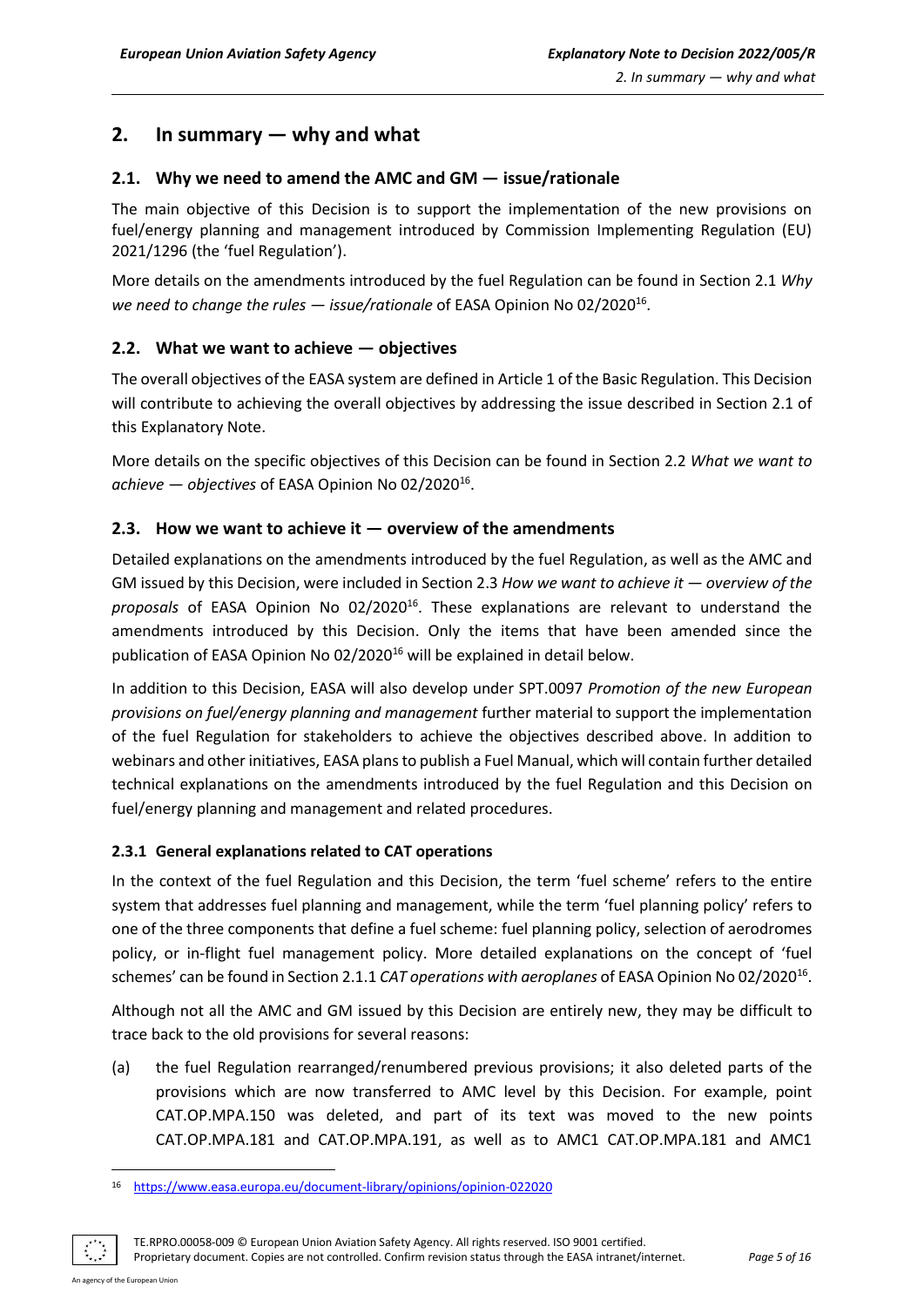## 2. In summary — why and what

### 2.1. Why we need to amend the AMC and GM — issue/rationale

The main objective of this Decision is to support the implementation of the new provisions on fuel/energy planning and management introduced by Commission Implementing Regulation (EU) 2021/1296 (the 'fuel Regulation').

More details on the amendments introduced by the fuel Regulation can be found in Section 2.1 *Why we need to change the rules — issue/rationale* of EASA Opinion No 02/2020[16].

### 2.2. What we want to achieve — objectives

The overall objectives of the EASA system are defined in Article 1 of the Basic Regulation. This Decision will contribute to achieving the overall objectives by addressing the issue described in Section 2.1 of this Explanatory Note.

More details on the specific objectives of this Decision can be found in Section 2.2 *What we want to achieve — objectives* of EASA Opinion No 02/2020[16].

### 2.3. How we want to achieve it — overview of the amendments

Detailed explanations on the amendments introduced by the fuel Regulation, as well as the AMC and GM issued by this Decision, were included in Section 2.3 *How we want to achieve it — overview of the proposals* of EASA Opinion No 02/2020[16]. These explanations are relevant to understand the amendments introduced by this Decision. Only the items that have been amended since the publication of EASA Opinion No 02/2020[16] will be explained in detail below.

In addition to this Decision, EASA will also develop under SPT.0097 *Promotion of the new European provisions on fuel/energy planning and management* further material to support the implementation of the fuel Regulation for stakeholders to achieve the objectives described above. In addition to webinars and other initiatives, EASA plans to publish a Fuel Manual, which will contain further detailed technical explanations on the amendments introduced by the fuel Regulation and this Decision on fuel/energy planning and management and related procedures.

#### 2.3.1 General explanations related to CAT operations

In the context of the fuel Regulation and this Decision, the term 'fuel scheme' refers to the entire system that addresses fuel planning and management, while the term 'fuel planning policy' refers to one of the three components that define a fuel scheme: fuel planning policy, selection of aerodromes policy, or in-flight fuel management policy. More detailed explanations on the concept of 'fuel schemes' can be found in Section 2.1.1 *CAT operations with aeroplanes* of EASA Opinion No 02/2020[16].

Although not all the AMC and GM issued by this Decision are entirely new, they may be difficult to trace back to the old provisions for several reasons:

(a) the fuel Regulation rearranged/renumbered previous provisions; it also deleted parts of the provisions which are now transferred to AMC level by this Decision. For example, point CAT.OP.MPA.150 was deleted, and part of its text was moved to the new points CAT.OP.MPA.181 and CAT.OP.MPA.191, as well as to AMC1 CAT.OP.MPA.181 and AMC1

---

[16] https://www.easa.europa.eu/document-library/opinions/opinion-022020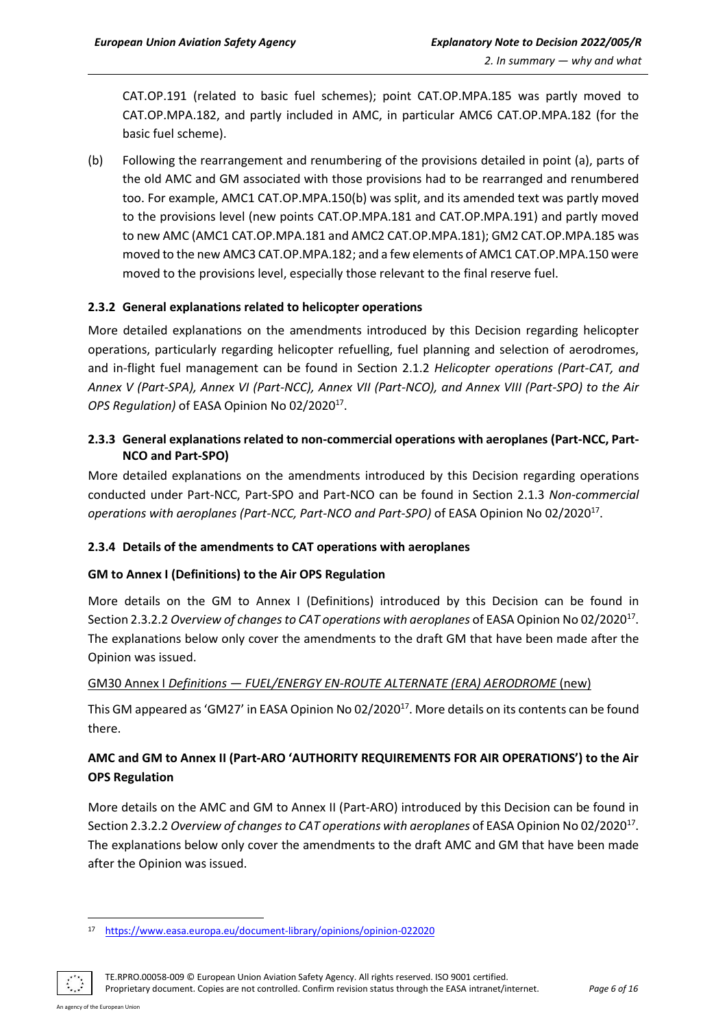CAT.OP.191 (related to basic fuel schemes); point CAT.OP.MPA.185 was partly moved to CAT.OP.MPA.182, and partly included in AMC, in particular AMC6 CAT.OP.MPA.182 (for the basic fuel scheme).

(b) Following the rearrangement and renumbering of the provisions detailed in point (a), parts of the old AMC and GM associated with those provisions had to be rearranged and renumbered too. For example, AMC1 CAT.OP.MPA.150(b) was split, and its amended text was partly moved to the provisions level (new points CAT.OP.MPA.181 and CAT.OP.MPA.191) and partly moved to new AMC (AMC1 CAT.OP.MPA.181 and AMC2 CAT.OP.MPA.181); GM2 CAT.OP.MPA.185 was moved to the new AMC3 CAT.OP.MPA.182; and a few elements of AMC1 CAT.OP.MPA.150 were moved to the provisions level, especially those relevant to the final reserve fuel.

### 2.3.2 General explanations related to helicopter operations

More detailed explanations on the amendments introduced by this Decision regarding helicopter operations, particularly regarding helicopter refuelling, fuel planning and selection of aerodromes, and in-flight fuel management can be found in Section 2.1.2 *Helicopter operations (Part-CAT, and Annex V (Part-SPA), Annex VI (Part-NCC), Annex VII (Part-NCO), and Annex VIII (Part-SPO) to the Air OPS Regulation)* of EASA Opinion No 02/2020[17].

### 2.3.3 General explanations related to non-commercial operations with aeroplanes (Part-NCC, Part-NCO and Part-SPO)

More detailed explanations on the amendments introduced by this Decision regarding operations conducted under Part-NCC, Part-SPO and Part-NCO can be found in Section 2.1.3 *Non-commercial operations with aeroplanes (Part-NCC, Part-NCO and Part-SPO)* of EASA Opinion No 02/2020[17].

### 2.3.4 Details of the amendments to CAT operations with aeroplanes

**GM to Annex I (Definitions) to the Air OPS Regulation**

More details on the GM to Annex I (Definitions) introduced by this Decision can be found in Section 2.3.2.2 *Overview of changes to CAT operations with aeroplanes* of EASA Opinion No 02/2020[17]. The explanations below only cover the amendments to the draft GM that have been made after the Opinion was issued.

GM30 Annex I *Definitions — FUEL/ENERGY EN-ROUTE ALTERNATE (ERA) AERODROME* (new)

This GM appeared as 'GM27' in EASA Opinion No 02/2020[17]. More details on its contents can be found there.

**AMC and GM to Annex II (Part-ARO 'AUTHORITY REQUIREMENTS FOR AIR OPERATIONS') to the Air OPS Regulation**

More details on the AMC and GM to Annex II (Part-ARO) introduced by this Decision can be found in Section 2.3.2.2 *Overview of changes to CAT operations with aeroplanes* of EASA Opinion No 02/2020[17]. The explanations below only cover the amendments to the draft AMC and GM that have been made after the Opinion was issued.

[17] https://www.easa.europa.eu/document-library/opinions/opinion-022020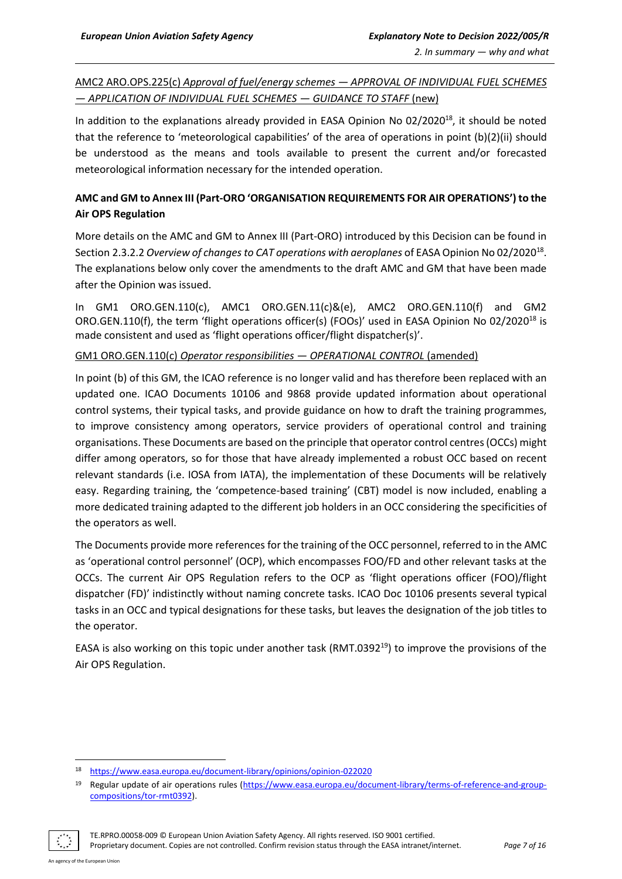AMC2 ARO.OPS.225(c) *Approval of fuel/energy schemes — APPROVAL OF INDIVIDUAL FUEL SCHEMES — APPLICATION OF INDIVIDUAL FUEL SCHEMES — GUIDANCE TO STAFF* (new)

In addition to the explanations already provided in EASA Opinion No 02/2020[18], it should be noted that the reference to 'meteorological capabilities' of the area of operations in point (b)(2)(ii) should be understood as the means and tools available to present the current and/or forecasted meteorological information necessary for the intended operation.

**AMC and GM to Annex III (Part-ORO 'ORGANISATION REQUIREMENTS FOR AIR OPERATIONS') to the Air OPS Regulation**

More details on the AMC and GM to Annex III (Part-ORO) introduced by this Decision can be found in Section 2.3.2.2 *Overview of changes to CAT operations with aeroplanes* of EASA Opinion No 02/2020[18]. The explanations below only cover the amendments to the draft AMC and GM that have been made after the Opinion was issued.

In GM1 ORO.GEN.110(c), AMC1 ORO.GEN.11(c)&(e), AMC2 ORO.GEN.110(f) and GM2 ORO.GEN.110(f), the term 'flight operations officer(s) (FOOs)' used in EASA Opinion No 02/2020[18] is made consistent and used as 'flight operations officer/flight dispatcher(s)'.

GM1 ORO.GEN.110(c) *Operator responsibilities — OPERATIONAL CONTROL* (amended)

In point (b) of this GM, the ICAO reference is no longer valid and has therefore been replaced with an updated one. ICAO Documents 10106 and 9868 provide updated information about operational control systems, their typical tasks, and provide guidance on how to draft the training programmes, to improve consistency among operators, service providers of operational control and training organisations. These Documents are based on the principle that operator control centres (OCCs) might differ among operators, so for those that have already implemented a robust OCC based on recent relevant standards (i.e. IOSA from IATA), the implementation of these Documents will be relatively easy. Regarding training, the 'competence-based training' (CBT) model is now included, enabling a more dedicated training adapted to the different job holders in an OCC considering the specificities of the operators as well.

The Documents provide more references for the training of the OCC personnel, referred to in the AMC as 'operational control personnel' (OCP), which encompasses FOO/FD and other relevant tasks at the OCCs. The current Air OPS Regulation refers to the OCP as 'flight operations officer (FOO)/flight dispatcher (FD)' indistinctly without naming concrete tasks. ICAO Doc 10106 presents several typical tasks in an OCC and typical designations for these tasks, but leaves the designation of the job titles to the operator.

EASA is also working on this topic under another task (RMT.0392[19]) to improve the provisions of the Air OPS Regulation.

---

[18] https://www.easa.europa.eu/document-library/opinions/opinion-022020

[19] Regular update of air operations rules (https://www.easa.europa.eu/document-library/terms-of-reference-and-group-compositions/tor-rmt0392).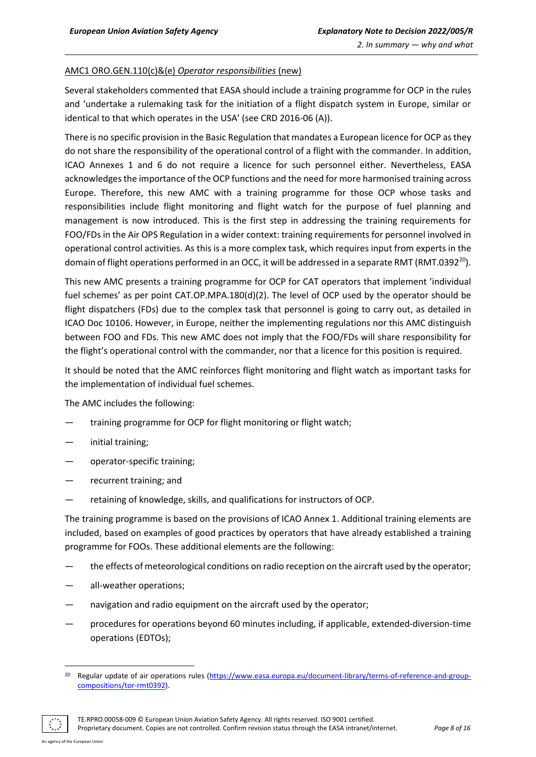AMC1 ORO.GEN.110(c)&(e) *Operator responsibilities* (new)

Several stakeholders commented that EASA should include a training programme for OCP in the rules and 'undertake a rulemaking task for the initiation of a flight dispatch system in Europe, similar or identical to that which operates in the USA' (see CRD 2016-06 (A)).

There is no specific provision in the Basic Regulation that mandates a European licence for OCP as they do not share the responsibility of the operational control of a flight with the commander. In addition, ICAO Annexes 1 and 6 do not require a licence for such personnel either. Nevertheless, EASA acknowledges the importance of the OCP functions and the need for more harmonised training across Europe. Therefore, this new AMC with a training programme for those OCP whose tasks and responsibilities include flight monitoring and flight watch for the purpose of fuel planning and management is now introduced. This is the first step in addressing the training requirements for FOO/FDs in the Air OPS Regulation in a wider context: training requirements for personnel involved in operational control activities. As this is a more complex task, which requires input from experts in the domain of flight operations performed in an OCC, it will be addressed in a separate RMT (RMT.0392[20]).

This new AMC presents a training programme for OCP for CAT operators that implement 'individual fuel schemes' as per point CAT.OP.MPA.180(d)(2). The level of OCP used by the operator should be flight dispatchers (FDs) due to the complex task that personnel is going to carry out, as detailed in ICAO Doc 10106. However, in Europe, neither the implementing regulations nor this AMC distinguish between FOO and FDs. This new AMC does not imply that the FOO/FDs will share responsibility for the flight's operational control with the commander, nor that a licence for this position is required.

It should be noted that the AMC reinforces flight monitoring and flight watch as important tasks for the implementation of individual fuel schemes.

The AMC includes the following:

— training programme for OCP for flight monitoring or flight watch;

— initial training;

— operator-specific training;

— recurrent training; and

— retaining of knowledge, skills, and qualifications for instructors of OCP.

The training programme is based on the provisions of ICAO Annex 1. Additional training elements are included, based on examples of good practices by operators that have already established a training programme for FOOs. These additional elements are the following:

— the effects of meteorological conditions on radio reception on the aircraft used by the operator;

— all-weather operations;

— navigation and radio equipment on the aircraft used by the operator;

— procedures for operations beyond 60 minutes including, if applicable, extended-diversion-time operations (EDTOs);

[20] Regular update of air operations rules (https://www.easa.europa.eu/document-library/terms-of-reference-and-group-compositions/tor-rmt0392).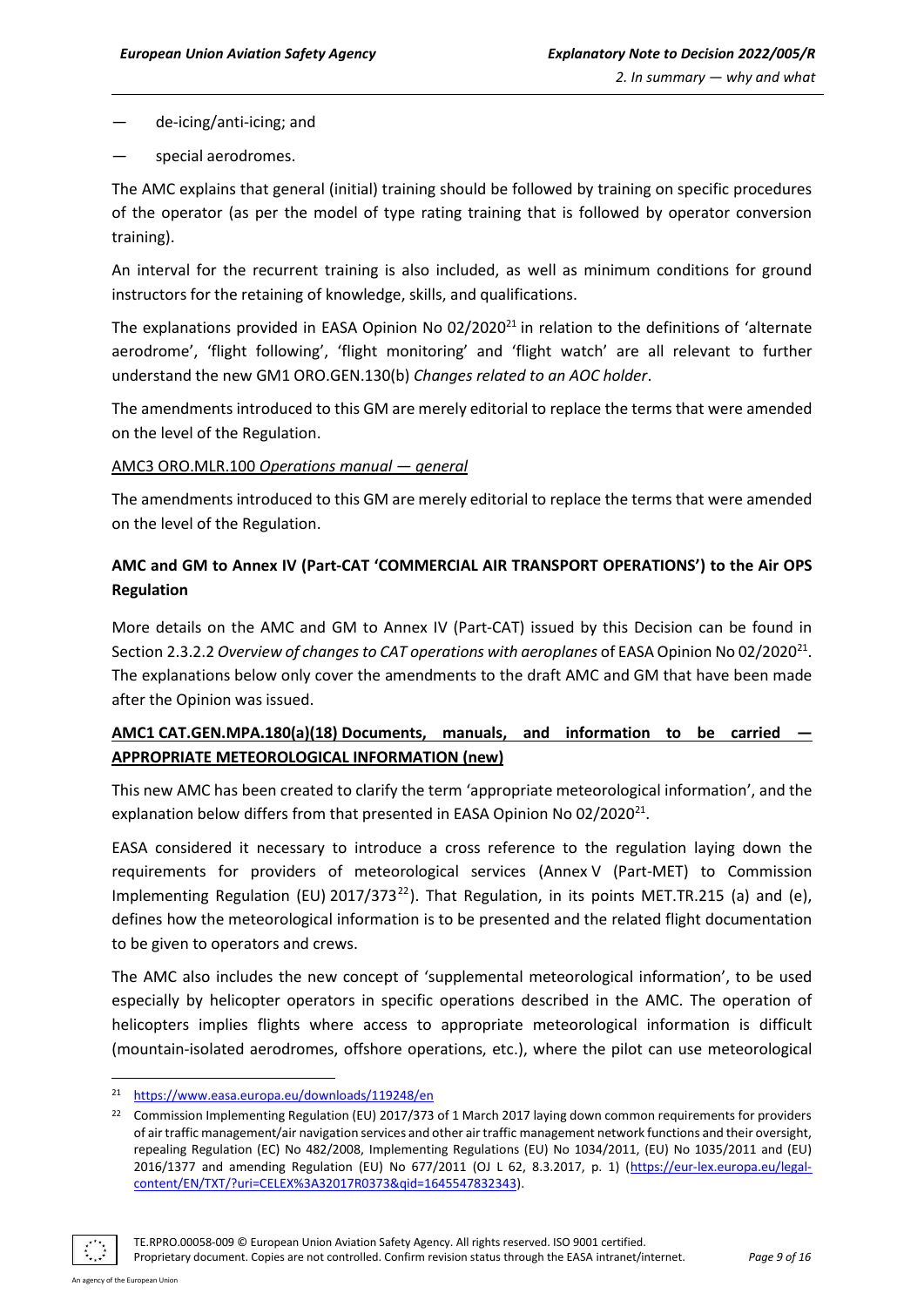— de-icing/anti-icing; and

— special aerodromes.

The AMC explains that general (initial) training should be followed by training on specific procedures of the operator (as per the model of type rating training that is followed by operator conversion training).

An interval for the recurrent training is also included, as well as minimum conditions for ground instructors for the retaining of knowledge, skills, and qualifications.

The explanations provided in EASA Opinion No 02/2020[21] in relation to the definitions of 'alternate aerodrome', 'flight following', 'flight monitoring' and 'flight watch' are all relevant to further understand the new GM1 ORO.GEN.130(b) *Changes related to an AOC holder*.

The amendments introduced to this GM are merely editorial to replace the terms that were amended on the level of the Regulation.

AMC3 ORO.MLR.100 *Operations manual — general*

The amendments introduced to this GM are merely editorial to replace the terms that were amended on the level of the Regulation.

**AMC and GM to Annex IV (Part-CAT 'COMMERCIAL AIR TRANSPORT OPERATIONS') to the Air OPS Regulation**

More details on the AMC and GM to Annex IV (Part-CAT) issued by this Decision can be found in Section 2.3.2.2 *Overview of changes to CAT operations with aeroplanes* of EASA Opinion No 02/2020[21]. The explanations below only cover the amendments to the draft AMC and GM that have been made after the Opinion was issued.

**AMC1 CAT.GEN.MPA.180(a)(18) Documents, manuals, and information to be carried — APPROPRIATE METEOROLOGICAL INFORMATION (new)**

This new AMC has been created to clarify the term 'appropriate meteorological information', and the explanation below differs from that presented in EASA Opinion No 02/2020[21].

EASA considered it necessary to introduce a cross reference to the regulation laying down the requirements for providers of meteorological services (Annex V (Part-MET) to Commission Implementing Regulation (EU) 2017/373[22]). That Regulation, in its points MET.TR.215 (a) and (e), defines how the meteorological information is to be presented and the related flight documentation to be given to operators and crews.

The AMC also includes the new concept of 'supplemental meteorological information', to be used especially by helicopter operators in specific operations described in the AMC. The operation of helicopters implies flights where access to appropriate meteorological information is difficult (mountain-isolated aerodromes, offshore operations, etc.), where the pilot can use meteorological

---

[21] https://www.easa.europa.eu/downloads/119248/en

[22] Commission Implementing Regulation (EU) 2017/373 of 1 March 2017 laying down common requirements for providers of air traffic management/air navigation services and other air traffic management network functions and their oversight, repealing Regulation (EC) No 482/2008, Implementing Regulations (EU) No 1034/2011, (EU) No 1035/2011 and (EU) 2016/1377 and amending Regulation (EU) No 677/2011 (OJ L 62, 8.3.2017, p. 1) (https://eur-lex.europa.eu/legal-content/EN/TXT/?uri=CELEX%3A32017R0373&qid=1645547832343).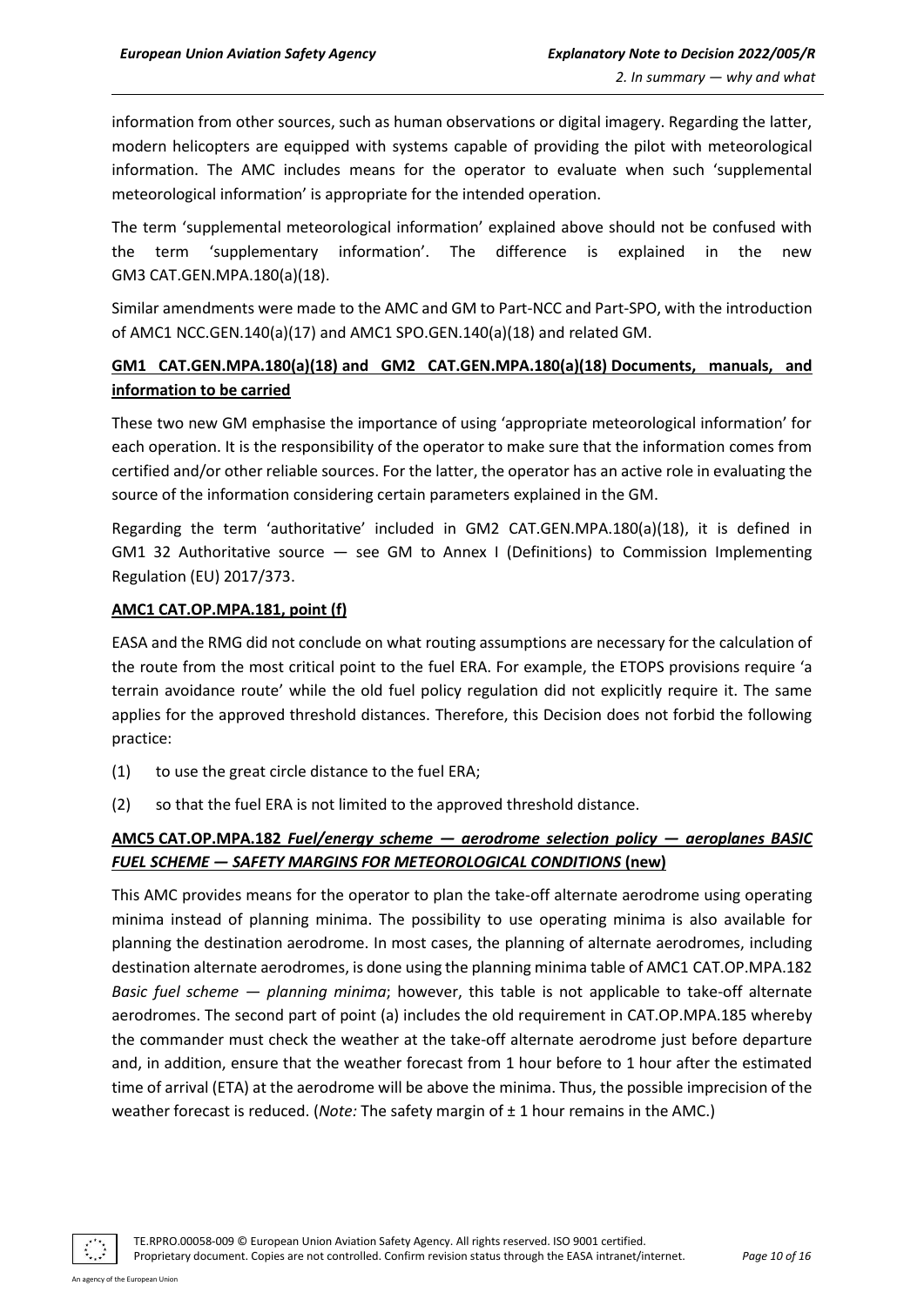information from other sources, such as human observations or digital imagery. Regarding the latter, modern helicopters are equipped with systems capable of providing the pilot with meteorological information. The AMC includes means for the operator to evaluate when such 'supplemental meteorological information' is appropriate for the intended operation.

The term 'supplemental meteorological information' explained above should not be confused with the term 'supplementary information'. The difference is explained in the new GM3 CAT.GEN.MPA.180(a)(18).

Similar amendments were made to the AMC and GM to Part-NCC and Part-SPO, with the introduction of AMC1 NCC.GEN.140(a)(17) and AMC1 SPO.GEN.140(a)(18) and related GM.

**GM1 CAT.GEN.MPA.180(a)(18) and GM2 CAT.GEN.MPA.180(a)(18) Documents, manuals, and information to be carried**

These two new GM emphasise the importance of using 'appropriate meteorological information' for each operation. It is the responsibility of the operator to make sure that the information comes from certified and/or other reliable sources. For the latter, the operator has an active role in evaluating the source of the information considering certain parameters explained in the GM.

Regarding the term 'authoritative' included in GM2 CAT.GEN.MPA.180(a)(18), it is defined in GM1 32 Authoritative source — see GM to Annex I (Definitions) to Commission Implementing Regulation (EU) 2017/373.

**AMC1 CAT.OP.MPA.181, point (f)**

EASA and the RMG did not conclude on what routing assumptions are necessary for the calculation of the route from the most critical point to the fuel ERA. For example, the ETOPS provisions require 'a terrain avoidance route' while the old fuel policy regulation did not explicitly require it. The same applies for the approved threshold distances. Therefore, this Decision does not forbid the following practice:

(1) to use the great circle distance to the fuel ERA;

(2) so that the fuel ERA is not limited to the approved threshold distance.

**AMC5 CAT.OP.MPA.182 *Fuel/energy scheme — aerodrome selection policy — aeroplanes BASIC FUEL SCHEME — SAFETY MARGINS FOR METEOROLOGICAL CONDITIONS* (new)**

This AMC provides means for the operator to plan the take-off alternate aerodrome using operating minima instead of planning minima. The possibility to use operating minima is also available for planning the destination aerodrome. In most cases, the planning of alternate aerodromes, including destination alternate aerodromes, is done using the planning minima table of AMC1 CAT.OP.MPA.182 *Basic fuel scheme — planning minima*; however, this table is not applicable to take-off alternate aerodromes. The second part of point (a) includes the old requirement in CAT.OP.MPA.185 whereby the commander must check the weather at the take-off alternate aerodrome just before departure and, in addition, ensure that the weather forecast from 1 hour before to 1 hour after the estimated time of arrival (ETA) at the aerodrome will be above the minima. Thus, the possible imprecision of the weather forecast is reduced. (*Note:* The safety margin of ± 1 hour remains in the AMC.)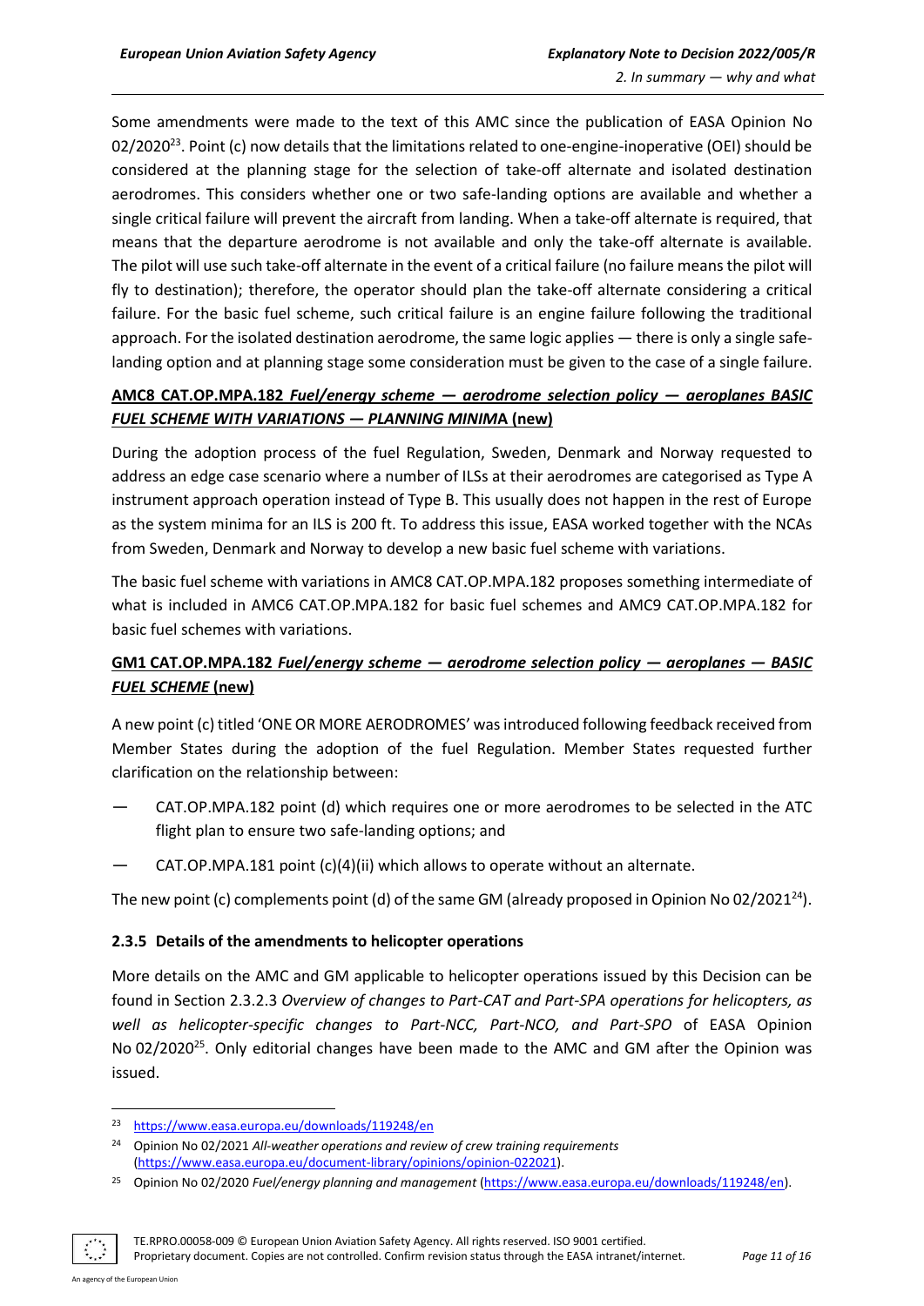Some amendments were made to the text of this AMC since the publication of EASA Opinion No 02/2020[23]. Point (c) now details that the limitations related to one-engine-inoperative (OEI) should be considered at the planning stage for the selection of take-off alternate and isolated destination aerodromes. This considers whether one or two safe-landing options are available and whether a single critical failure will prevent the aircraft from landing. When a take-off alternate is required, that means that the departure aerodrome is not available and only the take-off alternate is available. The pilot will use such take-off alternate in the event of a critical failure (no failure means the pilot will fly to destination); therefore, the operator should plan the take-off alternate considering a critical failure. For the basic fuel scheme, such critical failure is an engine failure following the traditional approach. For the isolated destination aerodrome, the same logic applies — there is only a single safe-landing option and at planning stage some consideration must be given to the case of a single failure.

**AMC8 CAT.OP.MPA.182 *Fuel/energy scheme — aerodrome selection policy — aeroplanes BASIC FUEL SCHEME WITH VARIATIONS — PLANNING MINIMA* (new)**

During the adoption process of the fuel Regulation, Sweden, Denmark and Norway requested to address an edge case scenario where a number of ILSs at their aerodromes are categorised as Type A instrument approach operation instead of Type B. This usually does not happen in the rest of Europe as the system minima for an ILS is 200 ft. To address this issue, EASA worked together with the NCAs from Sweden, Denmark and Norway to develop a new basic fuel scheme with variations.

The basic fuel scheme with variations in AMC8 CAT.OP.MPA.182 proposes something intermediate of what is included in AMC6 CAT.OP.MPA.182 for basic fuel schemes and AMC9 CAT.OP.MPA.182 for basic fuel schemes with variations.

**GM1 CAT.OP.MPA.182 *Fuel/energy scheme — aerodrome selection policy — aeroplanes — BASIC FUEL SCHEME* (new)**

A new point (c) titled 'ONE OR MORE AERODROMES' was introduced following feedback received from Member States during the adoption of the fuel Regulation. Member States requested further clarification on the relationship between:

— CAT.OP.MPA.182 point (d) which requires one or more aerodromes to be selected in the ATC flight plan to ensure two safe-landing options; and

— CAT.OP.MPA.181 point (c)(4)(ii) which allows to operate without an alternate.

The new point (c) complements point (d) of the same GM (already proposed in Opinion No 02/2021[24]).

### 2.3.5 Details of the amendments to helicopter operations

More details on the AMC and GM applicable to helicopter operations issued by this Decision can be found in Section 2.3.2.3 *Overview of changes to Part-CAT and Part-SPA operations for helicopters, as well as helicopter-specific changes to Part-NCC, Part-NCO, and Part-SPO* of EASA Opinion No 02/2020[25]. Only editorial changes have been made to the AMC and GM after the Opinion was issued.

---

[23] https://www.easa.europa.eu/downloads/119248/en

[24] Opinion No 02/2021 *All-weather operations and review of crew training requirements* (https://www.easa.europa.eu/document-library/opinions/opinion-022021).

[25] Opinion No 02/2020 *Fuel/energy planning and management* (https://www.easa.europa.eu/downloads/119248/en).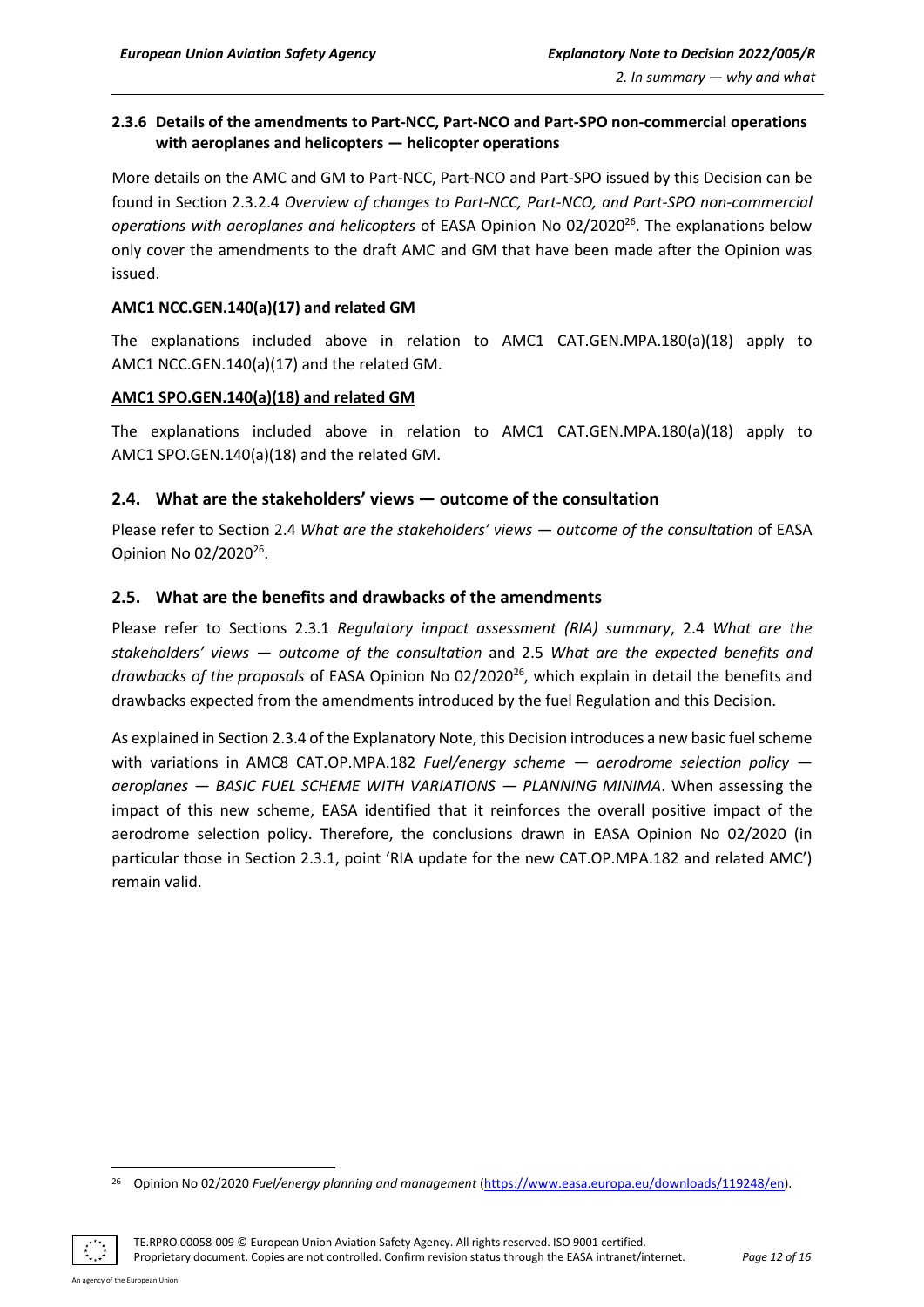### 2.3.6 Details of the amendments to Part-NCC, Part-NCO and Part-SPO non-commercial operations with aeroplanes and helicopters — helicopter operations

More details on the AMC and GM to Part-NCC, Part-NCO and Part-SPO issued by this Decision can be found in Section 2.3.2.4 *Overview of changes to Part-NCC, Part-NCO, and Part-SPO non-commercial operations with aeroplanes and helicopters* of EASA Opinion No 02/2020[26]. The explanations below only cover the amendments to the draft AMC and GM that have been made after the Opinion was issued.

**AMC1 NCC.GEN.140(a)(17) and related GM**

The explanations included above in relation to AMC1 CAT.GEN.MPA.180(a)(18) apply to AMC1 NCC.GEN.140(a)(17) and the related GM.

**AMC1 SPO.GEN.140(a)(18) and related GM**

The explanations included above in relation to AMC1 CAT.GEN.MPA.180(a)(18) apply to AMC1 SPO.GEN.140(a)(18) and the related GM.

## 2.4. What are the stakeholders' views — outcome of the consultation

Please refer to Section 2.4 *What are the stakeholders' views — outcome of the consultation* of EASA Opinion No 02/2020[26].

## 2.5. What are the benefits and drawbacks of the amendments

Please refer to Sections 2.3.1 *Regulatory impact assessment (RIA) summary*, 2.4 *What are the stakeholders' views — outcome of the consultation* and 2.5 *What are the expected benefits and drawbacks of the proposals* of EASA Opinion No 02/2020[26], which explain in detail the benefits and drawbacks expected from the amendments introduced by the fuel Regulation and this Decision.

As explained in Section 2.3.4 of the Explanatory Note, this Decision introduces a new basic fuel scheme with variations in AMC8 CAT.OP.MPA.182 *Fuel/energy scheme — aerodrome selection policy — aeroplanes — BASIC FUEL SCHEME WITH VARIATIONS — PLANNING MINIMA*. When assessing the impact of this new scheme, EASA identified that it reinforces the overall positive impact of the aerodrome selection policy. Therefore, the conclusions drawn in EASA Opinion No 02/2020 (in particular those in Section 2.3.1, point 'RIA update for the new CAT.OP.MPA.182 and related AMC') remain valid.

---

[26] Opinion No 02/2020 *Fuel/energy planning and management* (https://www.easa.europa.eu/downloads/119248/en).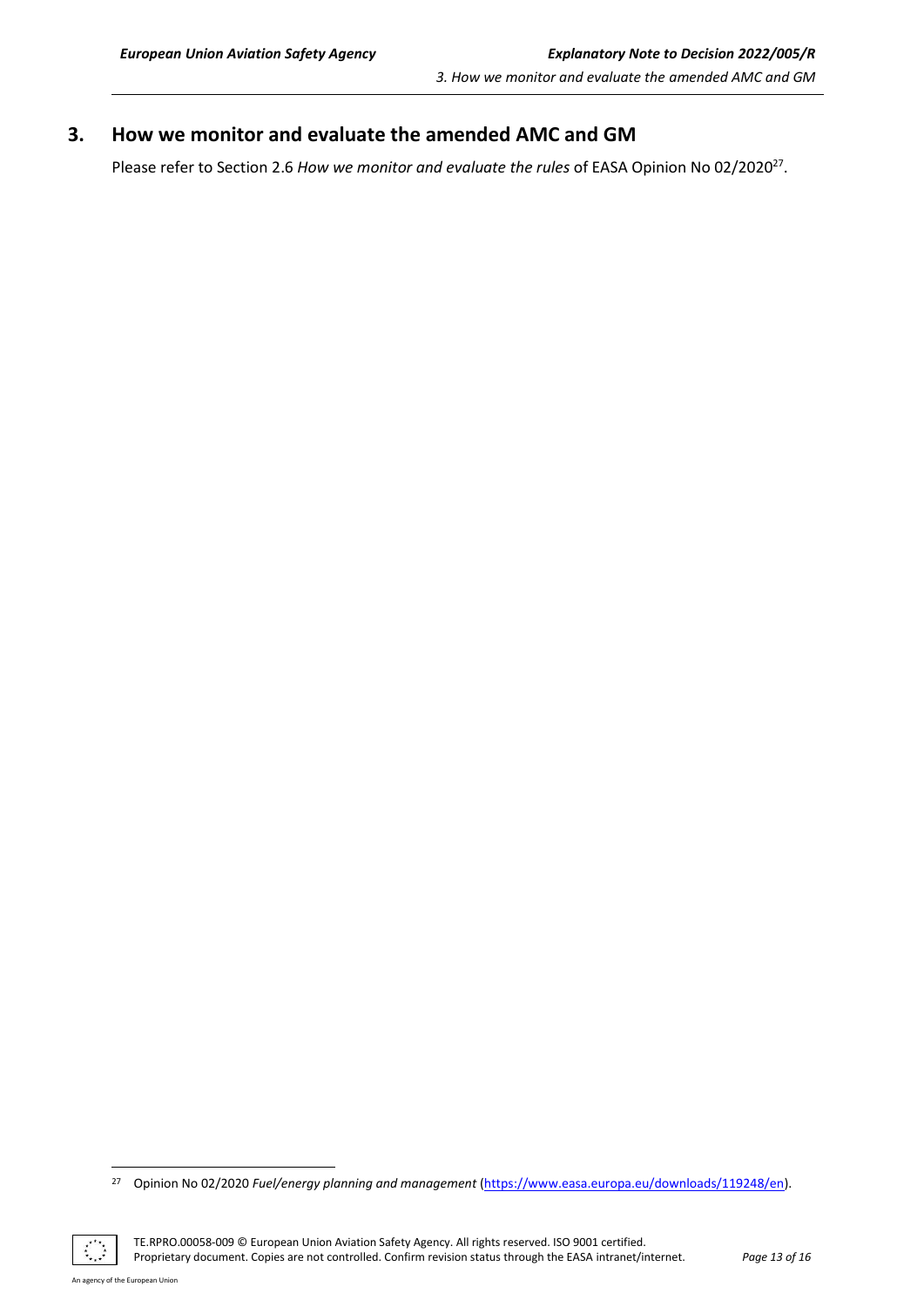## 3. How we monitor and evaluate the amended AMC and GM

Please refer to Section 2.6 *How we monitor and evaluate the rules* of EASA Opinion No 02/2020[27].

[27] Opinion No 02/2020 *Fuel/energy planning and management* (https://www.easa.europa.eu/downloads/119248/en).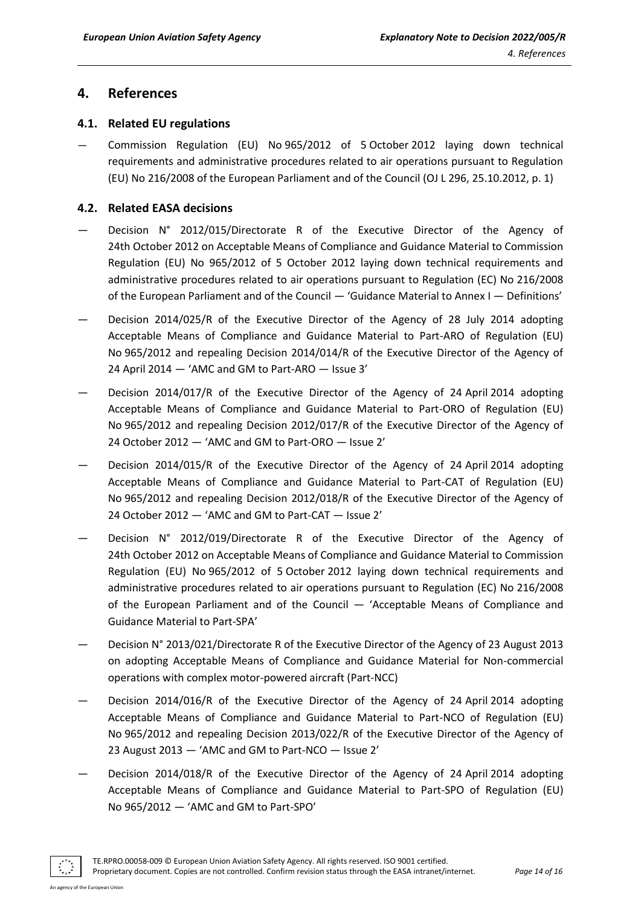## 4. References

### 4.1. Related EU regulations

- Commission Regulation (EU) No 965/2012 of 5 October 2012 laying down technical requirements and administrative procedures related to air operations pursuant to Regulation (EU) No 216/2008 of the European Parliament and of the Council (OJ L 296, 25.10.2012, p. 1)

### 4.2. Related EASA decisions

- Decision N° 2012/015/Directorate R of the Executive Director of the Agency of 24th October 2012 on Acceptable Means of Compliance and Guidance Material to Commission Regulation (EU) No 965/2012 of 5 October 2012 laying down technical requirements and administrative procedures related to air operations pursuant to Regulation (EC) No 216/2008 of the European Parliament and of the Council — 'Guidance Material to Annex I — Definitions'
- Decision 2014/025/R of the Executive Director of the Agency of 28 July 2014 adopting Acceptable Means of Compliance and Guidance Material to Part-ARO of Regulation (EU) No 965/2012 and repealing Decision 2014/014/R of the Executive Director of the Agency of 24 April 2014 — 'AMC and GM to Part-ARO — Issue 3'
- Decision 2014/017/R of the Executive Director of the Agency of 24 April 2014 adopting Acceptable Means of Compliance and Guidance Material to Part-ORO of Regulation (EU) No 965/2012 and repealing Decision 2012/017/R of the Executive Director of the Agency of 24 October 2012 — 'AMC and GM to Part-ORO — Issue 2'
- Decision 2014/015/R of the Executive Director of the Agency of 24 April 2014 adopting Acceptable Means of Compliance and Guidance Material to Part-CAT of Regulation (EU) No 965/2012 and repealing Decision 2012/018/R of the Executive Director of the Agency of 24 October 2012 — 'AMC and GM to Part-CAT — Issue 2'
- Decision N° 2012/019/Directorate R of the Executive Director of the Agency of 24th October 2012 on Acceptable Means of Compliance and Guidance Material to Commission Regulation (EU) No 965/2012 of 5 October 2012 laying down technical requirements and administrative procedures related to air operations pursuant to Regulation (EC) No 216/2008 of the European Parliament and of the Council — 'Acceptable Means of Compliance and Guidance Material to Part-SPA'
- Decision N° 2013/021/Directorate R of the Executive Director of the Agency of 23 August 2013 on adopting Acceptable Means of Compliance and Guidance Material for Non-commercial operations with complex motor-powered aircraft (Part-NCC)
- Decision 2014/016/R of the Executive Director of the Agency of 24 April 2014 adopting Acceptable Means of Compliance and Guidance Material to Part-NCO of Regulation (EU) No 965/2012 and repealing Decision 2013/022/R of the Executive Director of the Agency of 23 August 2013 — 'AMC and GM to Part-NCO — Issue 2'
- Decision 2014/018/R of the Executive Director of the Agency of 24 April 2014 adopting Acceptable Means of Compliance and Guidance Material to Part-SPO of Regulation (EU) No 965/2012 — 'AMC and GM to Part-SPO'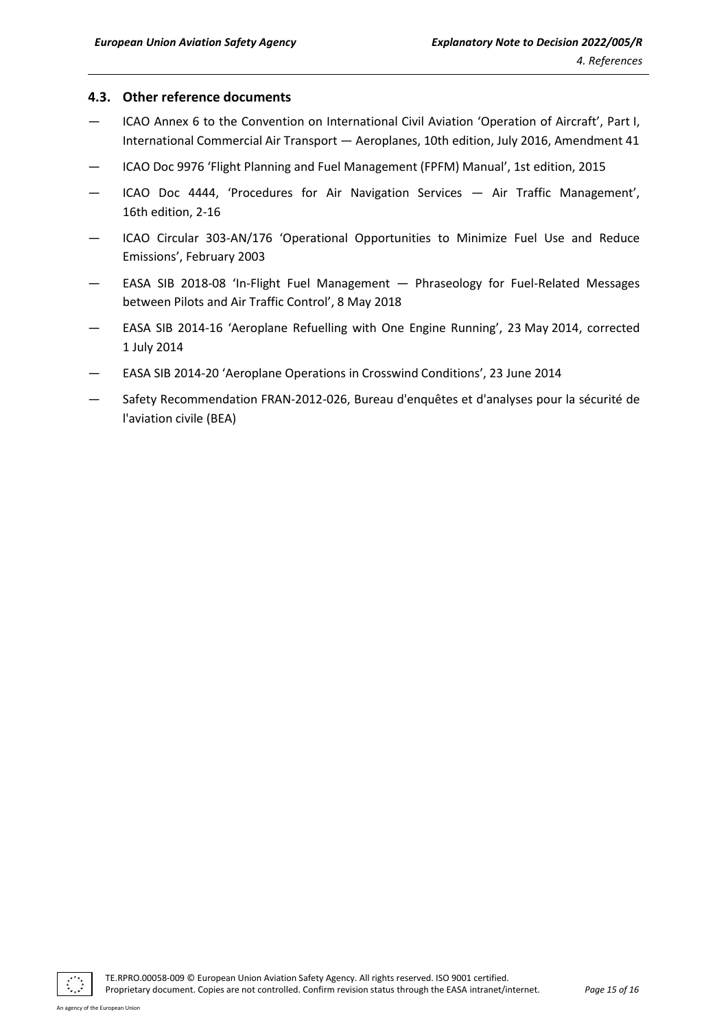### 4.3. Other reference documents

- ICAO Annex 6 to the Convention on International Civil Aviation 'Operation of Aircraft', Part I, International Commercial Air Transport — Aeroplanes, 10th edition, July 2016, Amendment 41
- ICAO Doc 9976 'Flight Planning and Fuel Management (FPFM) Manual', 1st edition, 2015
- ICAO Doc 4444, 'Procedures for Air Navigation Services — Air Traffic Management', 16th edition, 2-16
- ICAO Circular 303-AN/176 'Operational Opportunities to Minimize Fuel Use and Reduce Emissions', February 2003
- EASA SIB 2018-08 'In-Flight Fuel Management — Phraseology for Fuel-Related Messages between Pilots and Air Traffic Control', 8 May 2018
- EASA SIB 2014-16 'Aeroplane Refuelling with One Engine Running', 23 May 2014, corrected 1 July 2014
- EASA SIB 2014-20 'Aeroplane Operations in Crosswind Conditions', 23 June 2014
- Safety Recommendation FRAN-2012-026, Bureau d'enquêtes et d'analyses pour la sécurité de l'aviation civile (BEA)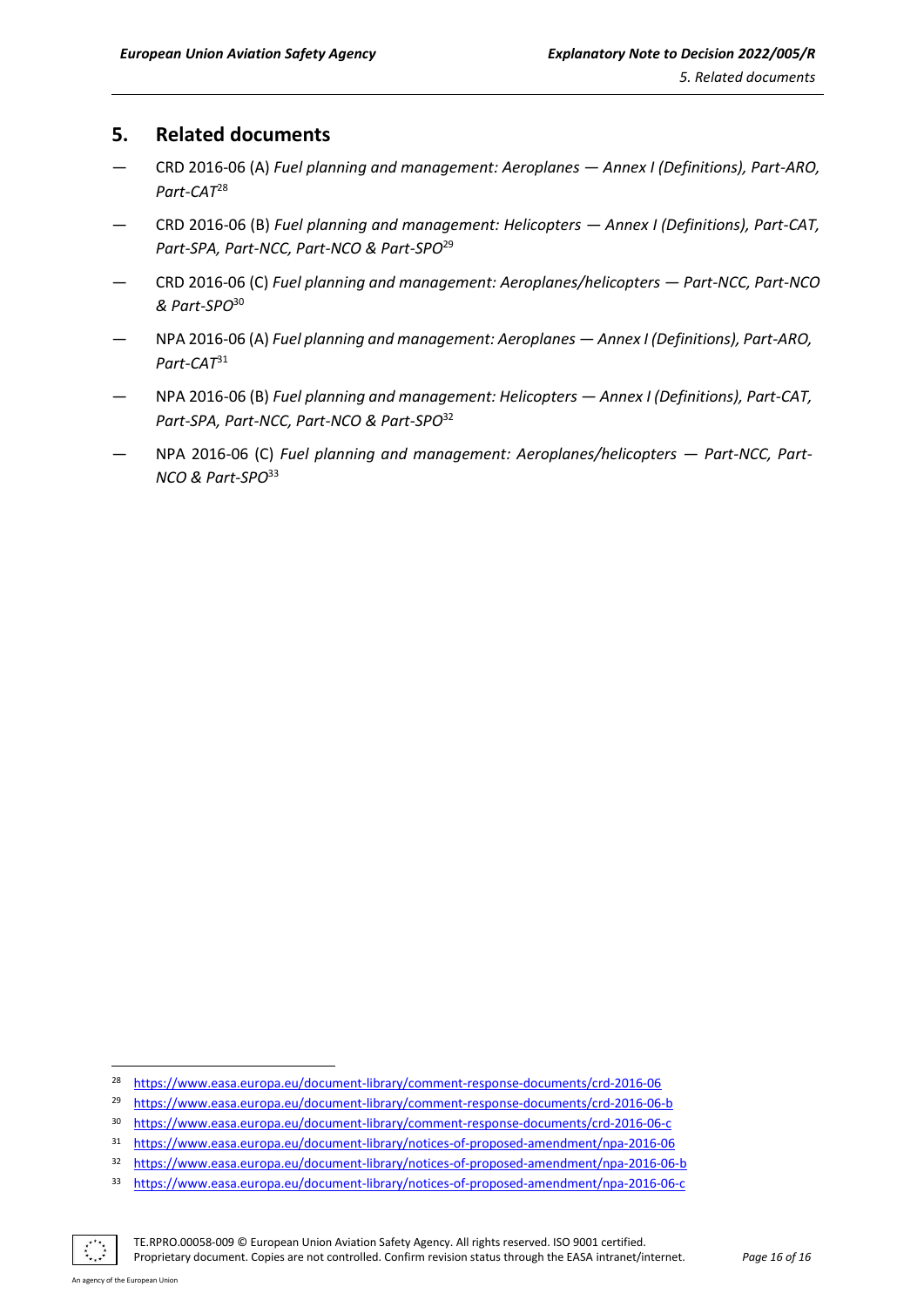## 5. Related documents

- CRD 2016-06 (A) *Fuel planning and management: Aeroplanes — Annex I (Definitions), Part-ARO, Part-CAT*[28]
- CRD 2016-06 (B) *Fuel planning and management: Helicopters — Annex I (Definitions), Part-CAT, Part-SPA, Part-NCC, Part-NCO & Part-SPO*[29]
- CRD 2016-06 (C) *Fuel planning and management: Aeroplanes/helicopters — Part-NCC, Part-NCO & Part-SPO*[30]
- NPA 2016-06 (A) *Fuel planning and management: Aeroplanes — Annex I (Definitions), Part-ARO, Part-CAT*[31]
- NPA 2016-06 (B) *Fuel planning and management: Helicopters — Annex I (Definitions), Part-CAT, Part-SPA, Part-NCC, Part-NCO & Part-SPO*[32]
- NPA 2016-06 (C) *Fuel planning and management: Aeroplanes/helicopters — Part-NCC, Part-NCO & Part-SPO*[33]

---

[28] https://www.easa.europa.eu/document-library/comment-response-documents/crd-2016-06

[29] https://www.easa.europa.eu/document-library/comment-response-documents/crd-2016-06-b

[30] https://www.easa.europa.eu/document-library/comment-response-documents/crd-2016-06-c

[31] https://www.easa.europa.eu/document-library/notices-of-proposed-amendment/npa-2016-06

[32] https://www.easa.europa.eu/document-library/notices-of-proposed-amendment/npa-2016-06-b

[33] https://www.easa.europa.eu/document-library/notices-of-proposed-amendment/npa-2016-06-c